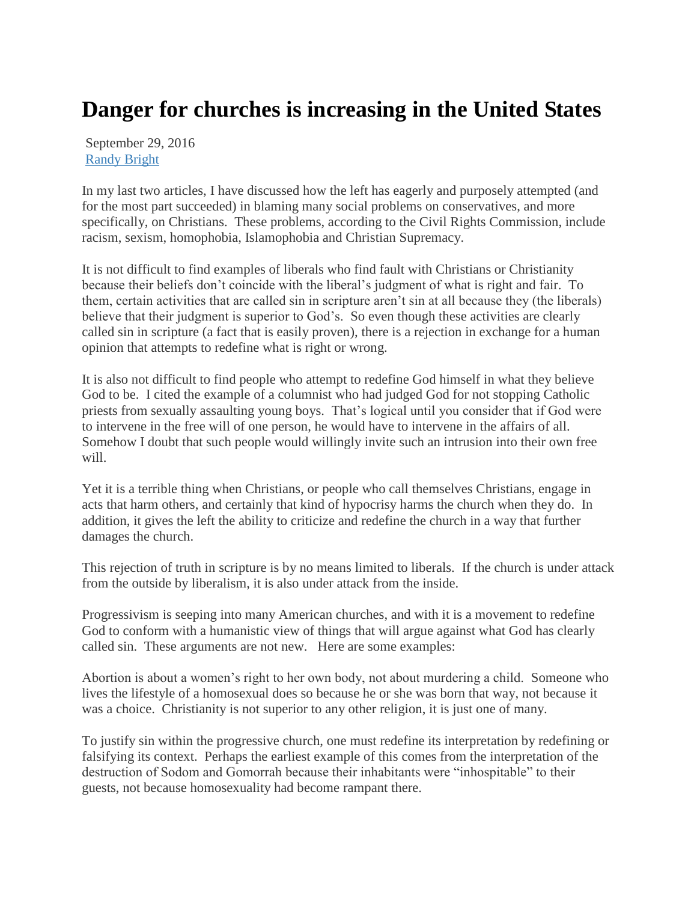# Danger for churches is increasing in the United States

September 29, 2016
[Randy Bright]

In my last two articles, I have discussed how the left has eagerly and purposely attempted (and for the most part succeeded) in blaming many social problems on conservatives, and more specifically, on Christians. These problems, according to the Civil Rights Commission, include racism, sexism, homophobia, Islamophobia and Christian Supremacy.

It is not difficult to find examples of liberals who find fault with Christians or Christianity because their beliefs don't coincide with the liberal's judgment of what is right and fair. To them, certain activities that are called sin in scripture aren't sin at all because they (the liberals) believe that their judgment is superior to God's. So even though these activities are clearly called sin in scripture (a fact that is easily proven), there is a rejection in exchange for a human opinion that attempts to redefine what is right or wrong.

It is also not difficult to find people who attempt to redefine God himself in what they believe God to be. I cited the example of a columnist who had judged God for not stopping Catholic priests from sexually assaulting young boys. That's logical until you consider that if God were to intervene in the free will of one person, he would have to intervene in the affairs of all. Somehow I doubt that such people would willingly invite such an intrusion into their own free will.

Yet it is a terrible thing when Christians, or people who call themselves Christians, engage in acts that harm others, and certainly that kind of hypocrisy harms the church when they do. In addition, it gives the left the ability to criticize and redefine the church in a way that further damages the church.

This rejection of truth in scripture is by no means limited to liberals. If the church is under attack from the outside by liberalism, it is also under attack from the inside.

Progressivism is seeping into many American churches, and with it is a movement to redefine God to conform with a humanistic view of things that will argue against what God has clearly called sin. These arguments are not new. Here are some examples:

Abortion is about a women's right to her own body, not about murdering a child. Someone who lives the lifestyle of a homosexual does so because he or she was born that way, not because it was a choice. Christianity is not superior to any other religion, it is just one of many.

To justify sin within the progressive church, one must redefine its interpretation by redefining or falsifying its context. Perhaps the earliest example of this comes from the interpretation of the destruction of Sodom and Gomorrah because their inhabitants were "inhospitable" to their guests, not because homosexuality had become rampant there.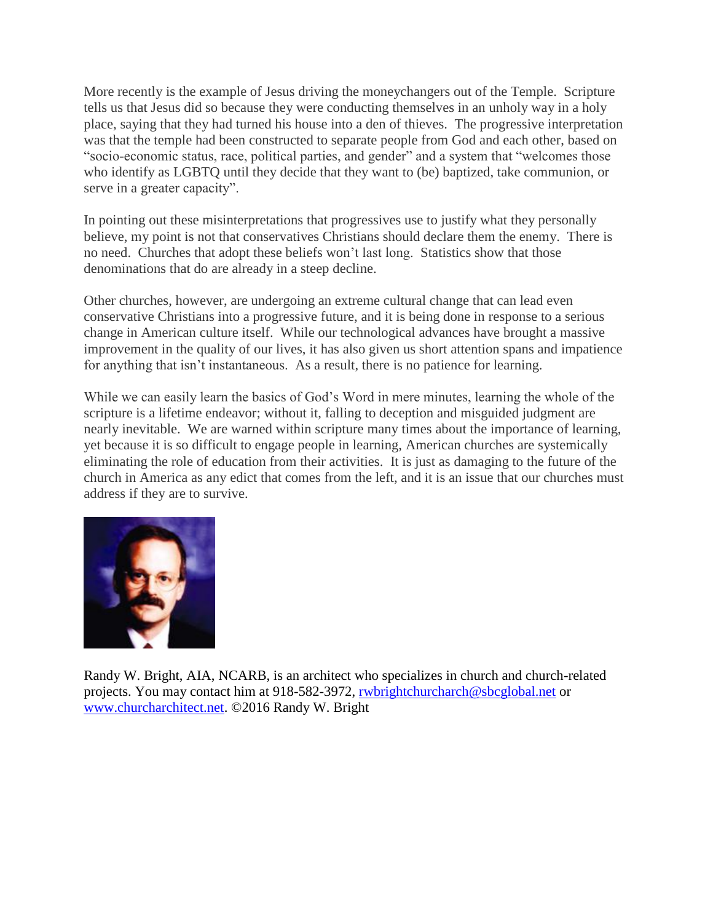More recently is the example of Jesus driving the moneychangers out of the Temple. Scripture tells us that Jesus did so because they were conducting themselves in an unholy way in a holy place, saying that they had turned his house into a den of thieves. The progressive interpretation was that the temple had been constructed to separate people from God and each other, based on "socio-economic status, race, political parties, and gender" and a system that "welcomes those who identify as LGBTQ until they decide that they want to (be) baptized, take communion, or serve in a greater capacity".

In pointing out these misinterpretations that progressives use to justify what they personally believe, my point is not that conservatives Christians should declare them the enemy. There is no need. Churches that adopt these beliefs won't last long. Statistics show that those denominations that do are already in a steep decline.

Other churches, however, are undergoing an extreme cultural change that can lead even conservative Christians into a progressive future, and it is being done in response to a serious change in American culture itself. While our technological advances have brought a massive improvement in the quality of our lives, it has also given us short attention spans and impatience for anything that isn't instantaneous. As a result, there is no patience for learning.

While we can easily learn the basics of God's Word in mere minutes, learning the whole of the scripture is a lifetime endeavor; without it, falling to deception and misguided judgment are nearly inevitable. We are warned within scripture many times about the importance of learning, yet because it is so difficult to engage people in learning, American churches are systemically eliminating the role of education from their activities. It is just as damaging to the future of the church in America as any edict that comes from the left, and it is an issue that our churches must address if they are to survive.

Randy W. Bright, AIA, NCARB, is an architect who specializes in church and church-related projects. You may contact him at 918-582-3972, rwbrightchurcharch@sbcglobal.net or www.churcharchitect.net. ©2016 Randy W. Bright